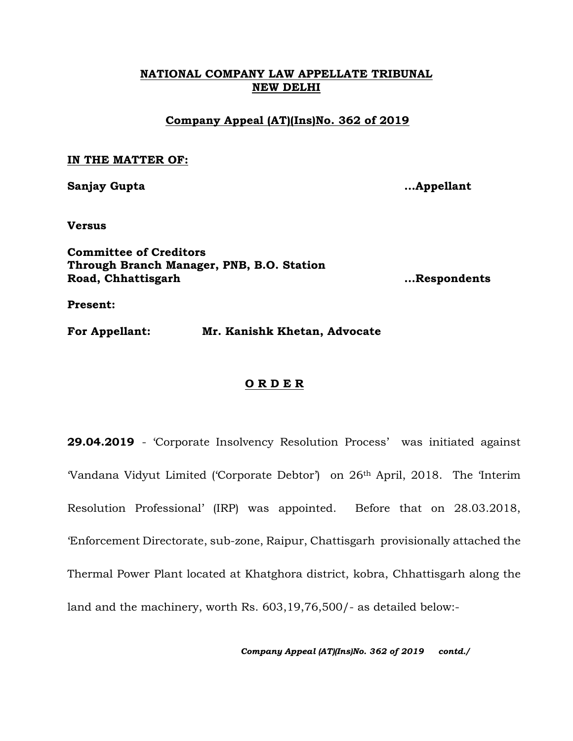**NATIONAL COMPANY LAW APPELLATE TRIBUNAL**
**NEW DELHI**

**Company Appeal (AT)(Ins)No. 362 of 2019**

**IN THE MATTER OF:**

**Sanjay Gupta** ...Appellant

**Versus**

**Committee of Creditors**
**Through Branch Manager, PNB, B.O. Station Road, Chhattisgarh** ...Respondents

**Present:**

**For Appellant:** **Mr. Kanishk Khetan, Advocate**

**O R D E R**

**29.04.2019** - 'Corporate Insolvency Resolution Process' was initiated against 'Vandana Vidyut Limited ('Corporate Debtor') on 26th April, 2018. The 'Interim Resolution Professional' (IRP) was appointed. Before that on 28.03.2018, 'Enforcement Directorate, sub-zone, Raipur, Chattisgarh provisionally attached the Thermal Power Plant located at Khatghora district, kobra, Chhattisgarh along the land and the machinery, worth Rs. 603,19,76,500/- as detailed below:-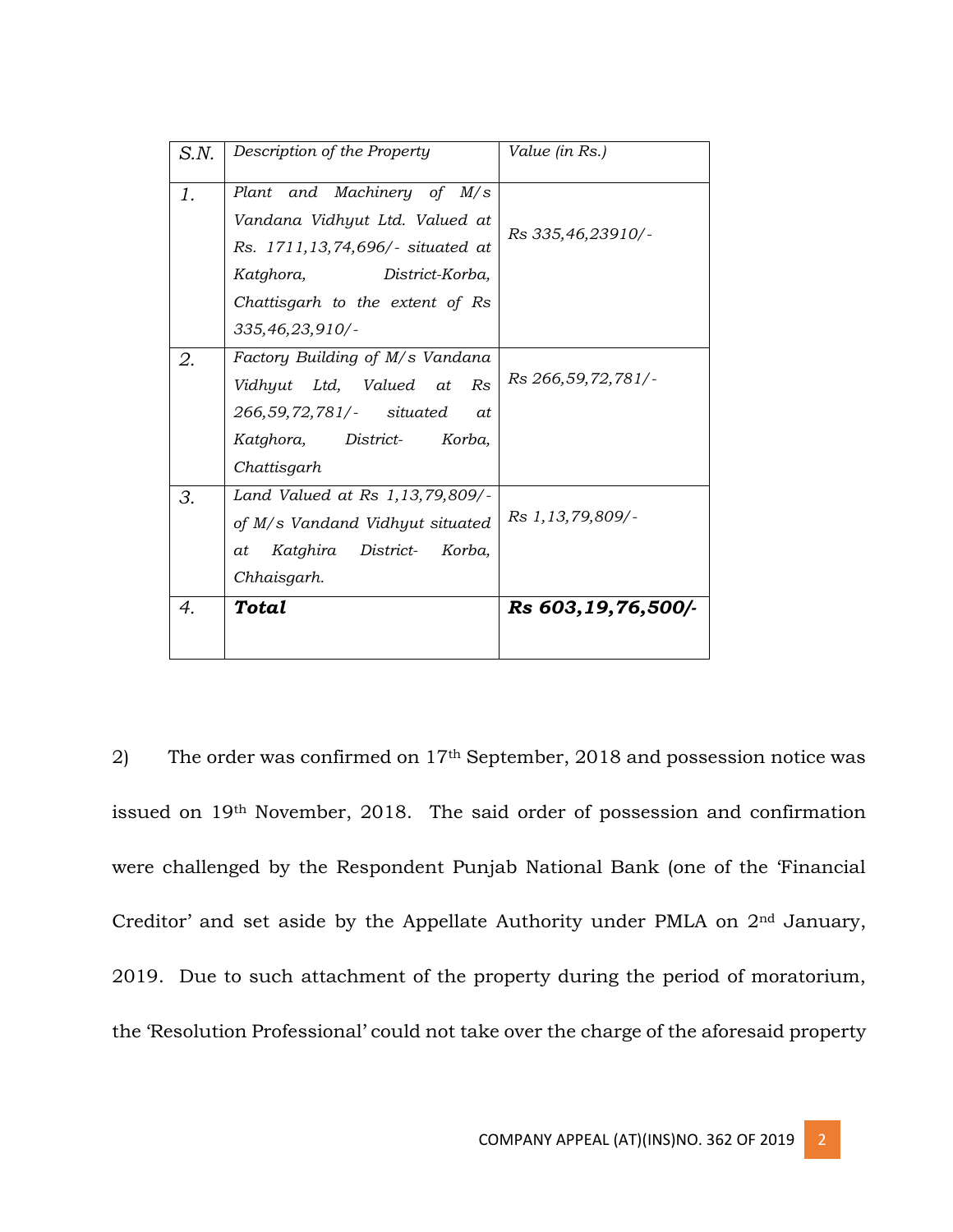| S.N. | Description of the Property | Value (in Rs.) |
|---|---|---|
| 1. | *Plant and Machinery of M/s Vandana Vidhyut Ltd. Valued at Rs. 1711,13,74,696/- situated at Katghora, District-Korba, Chattisgarh to the extent of Rs 335,46,23,910/-* | *Rs 335,46,23910/-* |
| 2. | *Factory Building of M/s Vandana Vidhyut Ltd, Valued at Rs 266,59,72,781/- situated at Katghora, District- Korba, Chattisgarh* | *Rs 266,59,72,781/-* |
| 3. | *Land Valued at Rs 1,13,79,809/- of M/s Vandand Vidhyut situated at Katghira District- Korba, Chhaisgarh.* | *Rs 1,13,79,809/-* |
| 4. | ***Total*** | ***Rs 603,19,76,500/-*** |

2) The order was confirmed on 17th September, 2018 and possession notice was issued on 19th November, 2018. The said order of possession and confirmation were challenged by the Respondent Punjab National Bank (one of the 'Financial Creditor' and set aside by the Appellate Authority under PMLA on 2nd January, 2019. Due to such attachment of the property during the period of moratorium, the 'Resolution Professional' could not take over the charge of the aforesaid property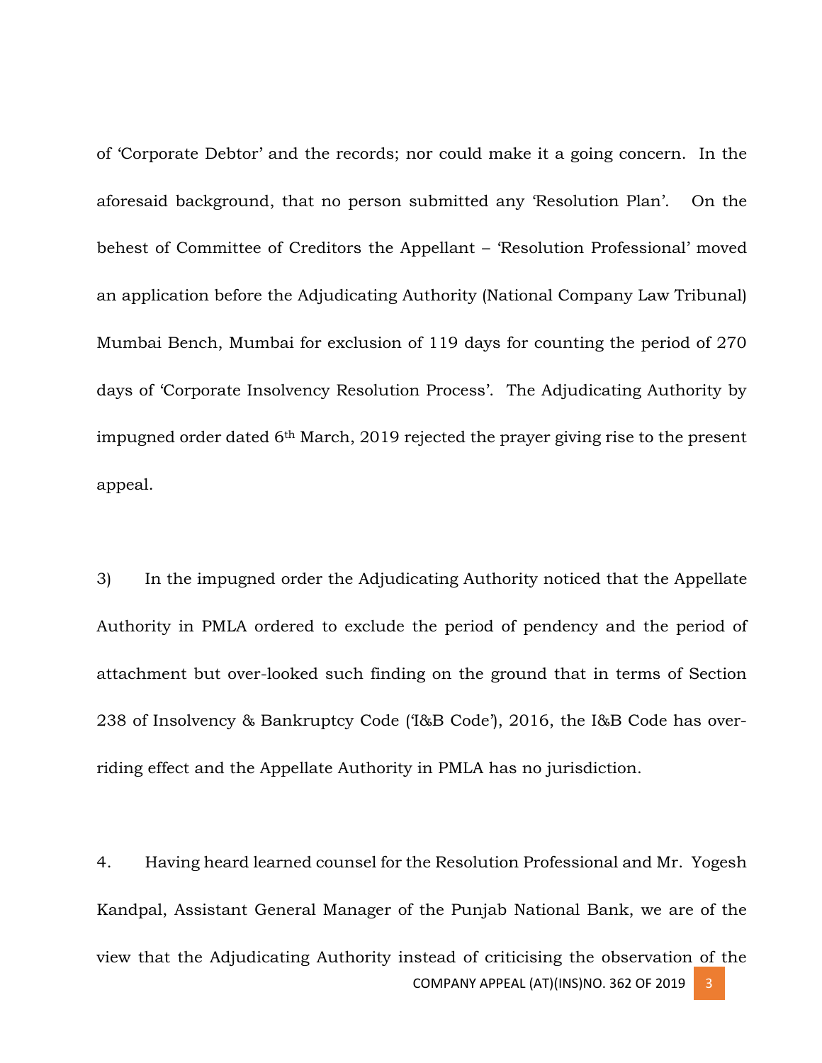of 'Corporate Debtor' and the records; nor could make it a going concern. In the aforesaid background, that no person submitted any 'Resolution Plan'. On the behest of Committee of Creditors the Appellant – 'Resolution Professional' moved an application before the Adjudicating Authority (National Company Law Tribunal) Mumbai Bench, Mumbai for exclusion of 119 days for counting the period of 270 days of 'Corporate Insolvency Resolution Process'. The Adjudicating Authority by impugned order dated 6th March, 2019 rejected the prayer giving rise to the present appeal.

3) In the impugned order the Adjudicating Authority noticed that the Appellate Authority in PMLA ordered to exclude the period of pendency and the period of attachment but over-looked such finding on the ground that in terms of Section 238 of Insolvency & Bankruptcy Code ('I&B Code'), 2016, the I&B Code has over-riding effect and the Appellate Authority in PMLA has no jurisdiction.

4. Having heard learned counsel for the Resolution Professional and Mr. Yogesh Kandpal, Assistant General Manager of the Punjab National Bank, we are of the view that the Adjudicating Authority instead of criticising the observation of the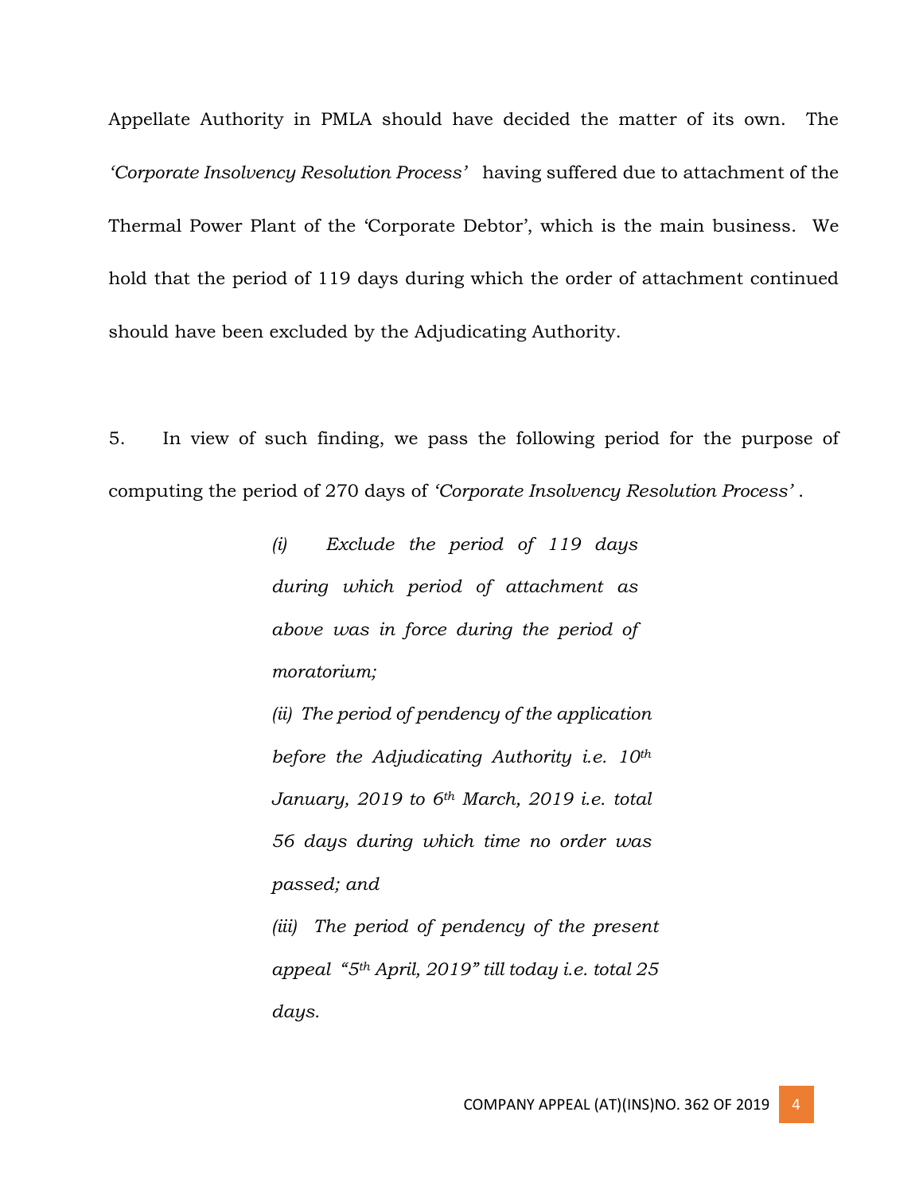Appellate Authority in PMLA should have decided the matter of its own. The *'Corporate Insolvency Resolution Process'* having suffered due to attachment of the Thermal Power Plant of the 'Corporate Debtor', which is the main business. We hold that the period of 119 days during which the order of attachment continued should have been excluded by the Adjudicating Authority.

5. In view of such finding, we pass the following period for the purpose of computing the period of 270 days of *'Corporate Insolvency Resolution Process'*.

> *(i) Exclude the period of 119 days during which period of attachment as above was in force during the period of moratorium;*
>
> *(ii) The period of pendency of the application before the Adjudicating Authority i.e. 10th January, 2019 to 6th March, 2019 i.e. total 56 days during which time no order was passed; and*
>
> *(iii) The period of pendency of the present appeal "5th April, 2019" till today i.e. total 25 days.*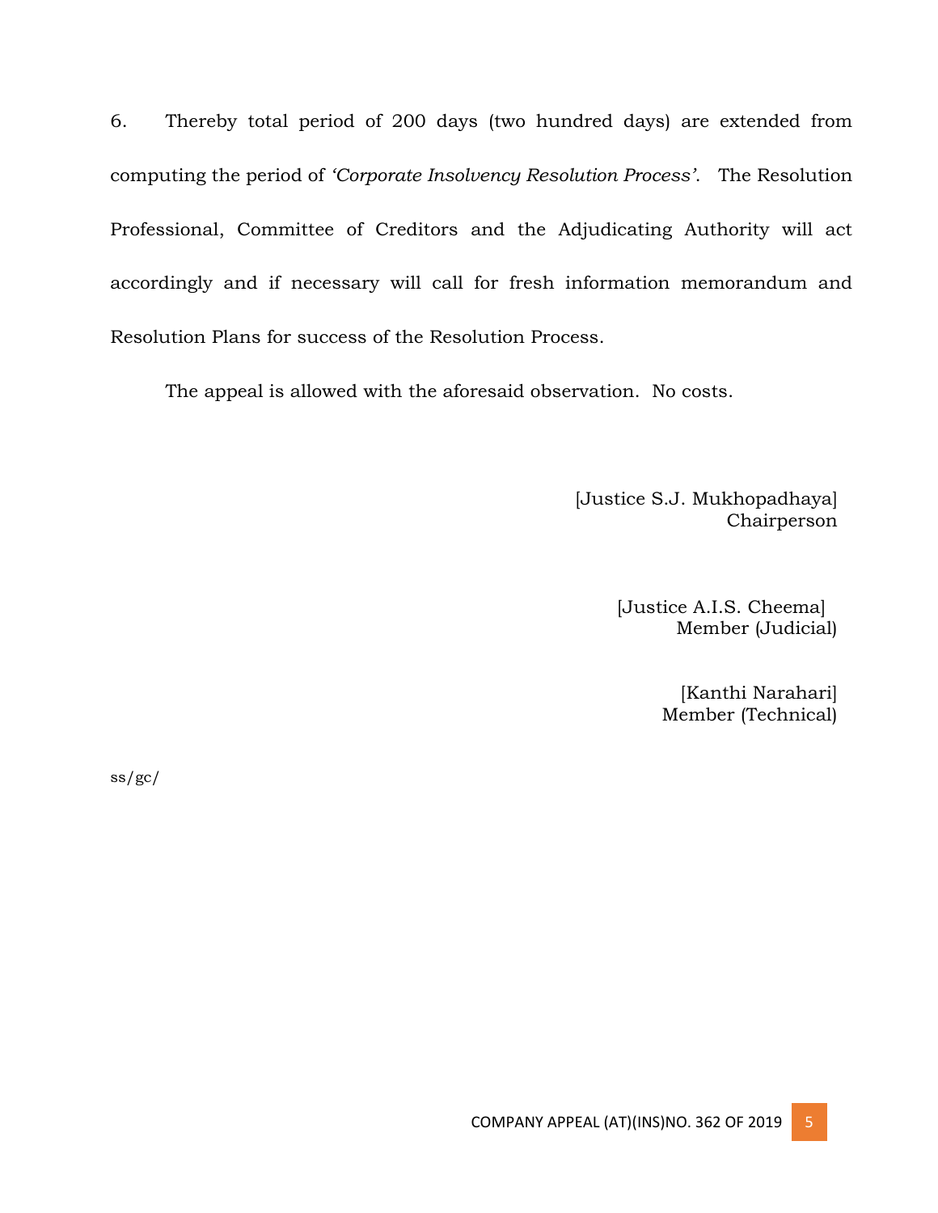6. Thereby total period of 200 days (two hundred days) are extended from computing the period of *'Corporate Insolvency Resolution Process'*. The Resolution Professional, Committee of Creditors and the Adjudicating Authority will act accordingly and if necessary will call for fresh information memorandum and Resolution Plans for success of the Resolution Process.

The appeal is allowed with the aforesaid observation. No costs.

[Justice S.J. Mukhopadhaya]
Chairperson

[Justice A.I.S. Cheema]
Member (Judicial)

[Kanthi Narahari]
Member (Technical)

ss/gc/